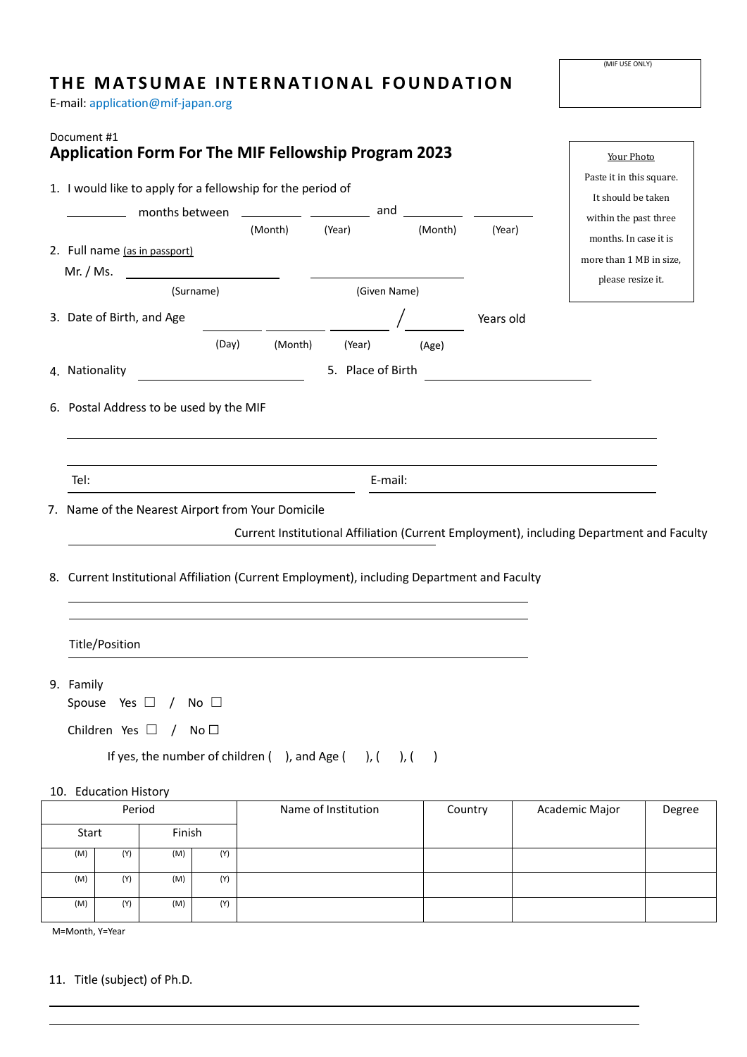(MIF USE ONLY)

# THE MATSUMAE INTERNATIONAL FOUNDATION

E-mail: application@mif-japan.org

Document #1

## Application Form For The MIF Fellowship Program 2023

Your Photo

Paste it in this square. It should be taken within the past three months. In case it is more than 1 MB in size, please resize it.

1. I would like to apply for a fellowship for the period of

   ________ months between ________ (Month) ________ (Year) and ________ (Month) ________ (Year)

2. Full name (as in passport)

   Mr. / Ms. ________________ (Surname) ________________ (Given Name)

3. Date of Birth, and Age ________ (Day) ________ (Month) ________ (Year) / ________ (Age) Years old

4. Nationality ________________ 5. Place of Birth ________________

6. Postal Address to be used by the MIF

   ________________________________________

   ________________________________________

   Tel: ________________ E-mail: ________________

7. Name of the Nearest Airport from Your Domicile

   Current Institutional Affiliation (Current Employment), including Department and Faculty

   ________________________________________

8. Current Institutional Affiliation (Current Employment), including Department and Faculty

   ________________________________________

   ________________________________________

   Title/Position ________________________________________

9. Family

   Spouse Yes ☐ / No ☐

   Children Yes ☐ / No ☐

   If yes, the number of children ( ), and Age ( ), ( ), ( )

10. Education History

| Period | | | | Name of Institution | Country | Academic Major | Degree |
|---|---|---|---|---|---|---|---|
| Start | | Finish | | | | | |
| (M) | (Y) | (M) | (Y) | | | | |
| (M) | (Y) | (M) | (Y) | | | | |
| (M) | (Y) | (M) | (Y) | | | | |

M=Month, Y=Year

11. Title (subject) of Ph.D.

   ________________________________________

   ________________________________________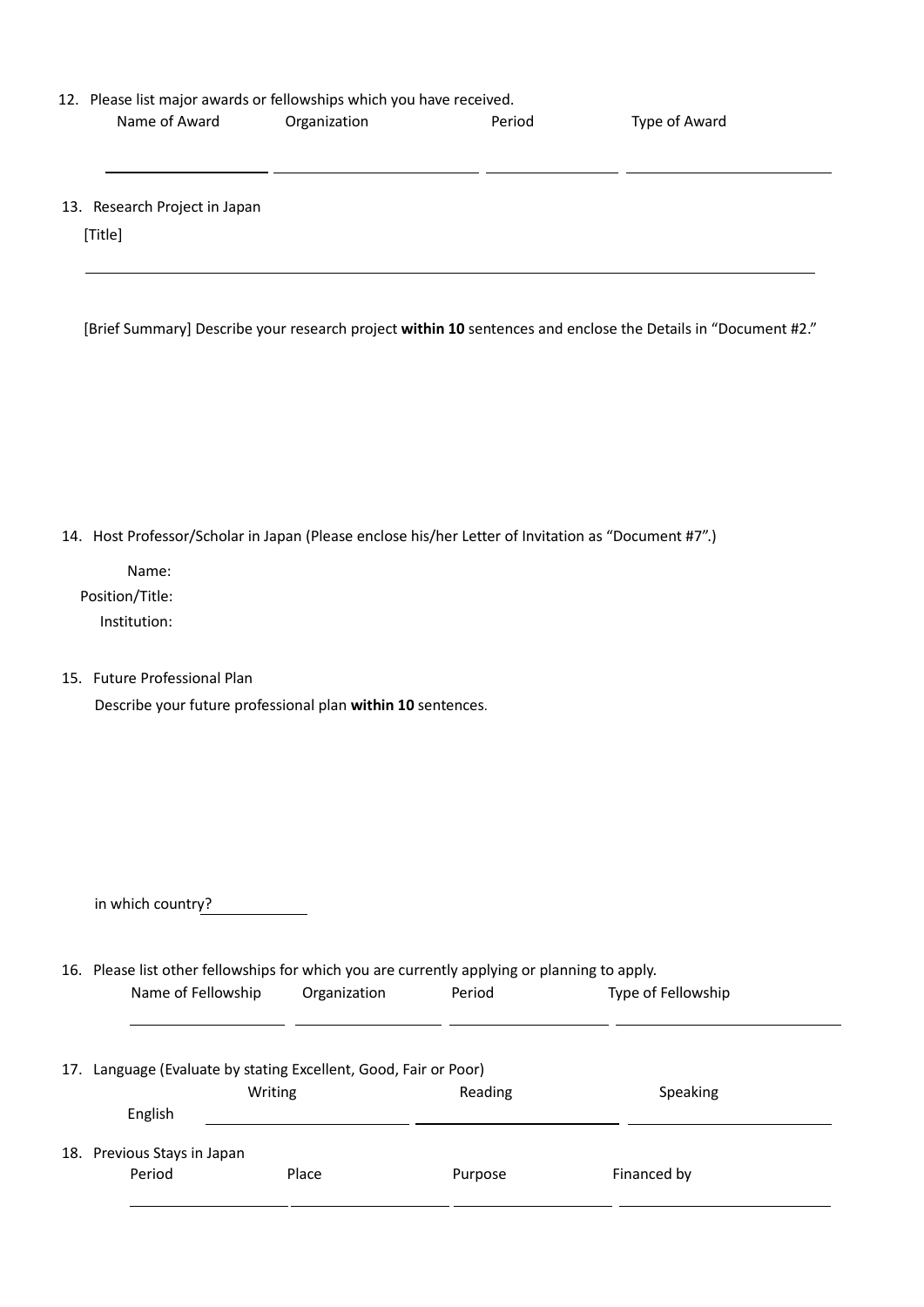12. Please list major awards or fellowships which you have received.

| Name of Award | Organization | Period | Type of Award |
| --- | --- | --- | --- |
| | | | |

13. Research Project in Japan

[Title]

\_\_\_\_\_\_\_\_\_\_\_\_\_\_\_\_\_\_\_\_\_\_\_\_\_\_\_\_\_\_\_\_\_\_\_\_\_\_\_\_\_\_\_\_\_\_\_\_\_\_\_\_\_\_\_\_\_\_\_\_

[Brief Summary] Describe your research project **within 10** sentences and enclose the Details in "Document #2."

14. Host Professor/Scholar in Japan (Please enclose his/her Letter of Invitation as "Document #7".)

Name:

Position/Title:

Institution:

15. Future Professional Plan

Describe your future professional plan **within 10** sentences.

in which country? \_\_\_\_\_\_\_\_\_\_

16. Please list other fellowships for which you are currently applying or planning to apply.

| Name of Fellowship | Organization | Period | Type of Fellowship |
| --- | --- | --- | --- |
| | | | |

17. Language (Evaluate by stating Excellent, Good, Fair or Poor)

| | Writing | Reading | Speaking |
| --- | --- | --- | --- |
| English | | | |

18. Previous Stays in Japan

| Period | Place | Purpose | Financed by |
| --- | --- | --- | --- |
| | | | |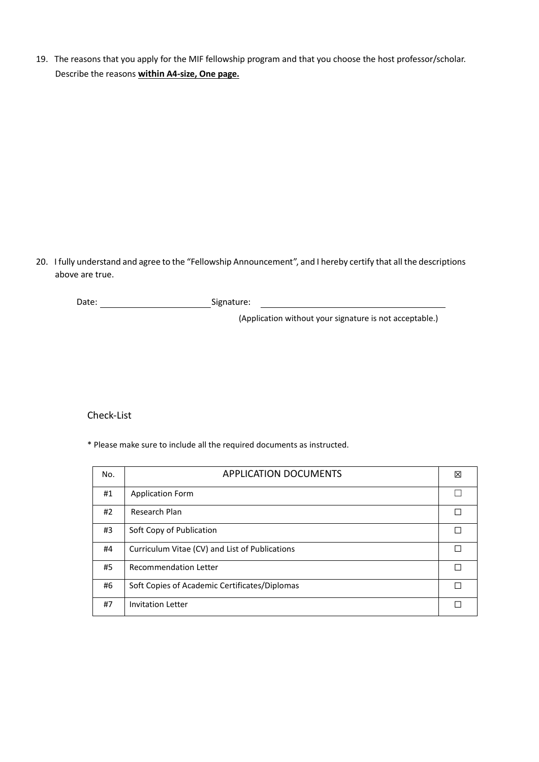19. The reasons that you apply for the MIF fellowship program and that you choose the host professor/scholar. Describe the reasons **within A4-size, One page.**

20. I fully understand and agree to the "Fellowship Announcement", and I hereby certify that all the descriptions above are true.

Date: \_\_\_\_\_\_\_\_\_\_\_\_\_\_\_\_\_\_\_\_\_\_ Signature: \_\_\_\_\_\_\_\_\_\_\_\_\_\_\_\_\_\_\_\_\_\_\_\_\_\_\_\_\_\_\_\_\_\_\_\_\_\_

(Application without your signature is not acceptable.)

Check-List

* Please make sure to include all the required documents as instructed.

| No. | APPLICATION DOCUMENTS | ☒ |
|---|---|---|
| #1 | Application Form | ☐ |
| #2 | Research Plan | ☐ |
| #3 | Soft Copy of Publication | ☐ |
| #4 | Curriculum Vitae (CV) and List of Publications | ☐ |
| #5 | Recommendation Letter | ☐ |
| #6 | Soft Copies of Academic Certificates/Diplomas | ☐ |
| #7 | Invitation Letter | ☐ |